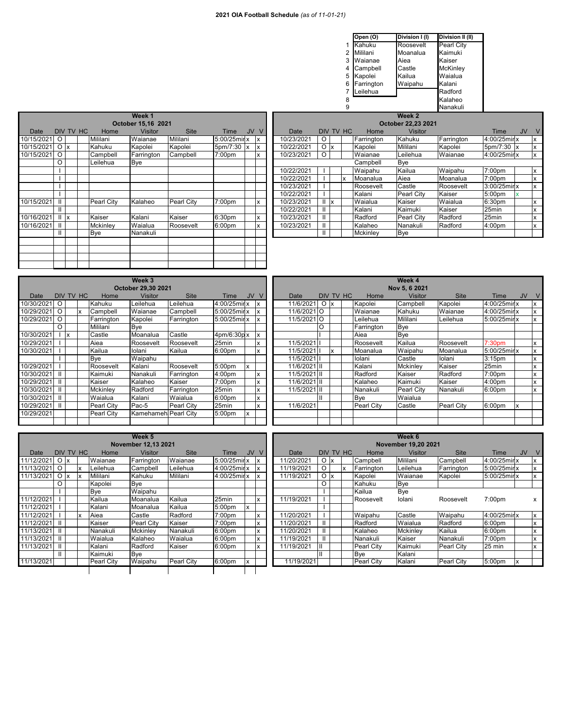**2021 OIA Football Schedule** *(as of 11-01-21)*

| | Open (O) | Division I (I) | Division II (II) |
|---|---|---|---|
| 1 | Kahuku | Roosevelt | Pearl City |
| 2 | Mililani | Moanalua | Kaimuki |
| 3 | Waianae | Aiea | Kaiser |
| 4 | Campbell | Castle | McKinley |
| 5 | Kapolei | Kailua | Waialua |
| 6 | Farrington | Waipahu | Kalani |
| 7 | Leilehua | | Radford |
| 8 | | | Kalaheo |
| 9 | | | Nanakuli |

**Week 1 — October 15,16 2021**

| Date | DIV | TV | HC | Home | Visitor | Site | Time | JV | V |
|---|---|---|---|---|---|---|---|---|---|
| 10/15/2021 | O | | | Mililani | Waianae | Mililani | 5:00/25min | x | x |
| 10/15/2021 | O | x | | Kahuku | Kapolei | Kapolei | 5pm/7:30 | x | x |
| 10/15/2021 | O | | | Campbell | Farrington | Campbell | 7:00pm | | x |
| | O | | | Leilehua | Bye | | | | |
| | I | | | | | | | | |
| | I | | | | | | | | |
| | I | | | | | | | | |
| | I | | | | | | | | |
| 10/15/2021 | II | | | Pearl City | Kalaheo | Pearl City | 7:00pm | | x |
| | II | | | | | | | | |
| 10/16/2021 | II | x | | Kaiser | Kalani | Kaiser | 6:30pm | | x |
| 10/16/2021 | II | | | Mckinley | Waialua | Roosevelt | 6:00pm | | x |
| | II | | | Bye | Nanakuli | | | | |

**Week 2 — October 22,23 2021**

| Date | DIV | TV | HC | Home | Visitor | Site | Time | JV | V |
|---|---|---|---|---|---|---|---|---|---|
| 10/23/2021 | O | | | Farrington | Kahuku | Farrington | 4:00/25min | x | x |
| 10/22/2021 | O | x | | Kapolei | Mililani | Kapolei | 5pm/7:30 | x | x |
| 10/23/2021 | O | | | Waianae | Leilehua | Waianae | 4:00/25min | x | x |
| | | | | Campbell | Bye | | | | |
| 10/22/2021 | I | | | Waipahu | Kailua | Waipahu | 7:00pm | | x |
| 10/22/2021 | I | | x | Moanalua | Aiea | Moanalua | 7:00pm | | x |
| 10/23/2021 | I | | | Roosevelt | Castle | Roosevelt | 3:00/25min | x | x |
| 10/22/2021 | I | | | Kalani | Pearl City | Kaiser | 5:00pm | x | |
| 10/23/2021 | II | x | | Waialua | Kaiser | Waialua | 6:30pm | | x |
| 10/22/2021 | II | | | Kalani | Kaimuki | Kaiser | 25min | | x |
| 10/23/2021 | II | | | Radford | Pearl City | Radford | 25min | | x |
| 10/23/2021 | II | | | Kalaheo | Nanakuli | Radford | 4:00pm | | x |
| | II | | | Mckinley | Bye | | | | |

**Week 3 — October 29,30 2021**

| Date | DIV | TV | HC | Home | Visitor | Site | Time | JV | V |
|---|---|---|---|---|---|---|---|---|---|
| 10/30/2021 | O | | | Kahuku | Leilehua | Leilehua | 4:00/25min | x | x |
| 10/29/2021 | O | | x | Campbell | Waianae | Campbell | 5:00/25min | x | x |
| 10/29/2021 | O | | | Farrington | Kapolei | Farrington | 5:00/25min | x | x |
| | O | | | Mililani | Bye | | | | |
| 10/30/2021 | I | x | | Castle | Moanalua | Castle | 4pm/6:30p | x | x |
| 10/29/2021 | I | | | Aiea | Roosevelt | Aiea | 25min | | x |
| 10/30/2021 | I | | | Kailua | Iolani | Kailua | 6:00pm | | x |
| | I | | | Bye | Waipahu | | | | |
| 10/29/2021 | I | | | Roosevelt | Kalani | Roosevelt | 5:00pm | x | |
| 10/30/2021 | II | | | Kaimuki | Nanakuli | Farrington | 4:00pm | | x |
| 10/29/2021 | II | | | Kaiser | Kalaheo | Kaiser | 7:00pm | | x |
| 10/30/2021 | II | | | Mckinley | Radford | Farrington | 25min | | x |
| 10/30/2021 | II | | | Waialua | Kalani | Waialua | 6:00pm | | x |
| 10/29/2021 | II | | | Pearl City | Pac-5 | Pearl City | 25min | | x |
| 10/29/2021 | | | | Pearl City | Kamehameh | Pearl City | 5:00pm | x | |

**Week 4 — Nov 5, 6 2021**

| Date | DIV | TV | HC | Home | Visitor | Site | Time | JV | V |
|---|---|---|---|---|---|---|---|---|---|
| 11/6/2021 | O | x | | Kapolei | Campbell | Kapolei | 4:00/25min | x | x |
| 11/6/2021 | O | | | Waianae | Kahuku | Waianae | 4:00/25min | x | x |
| 11/5/2021 | O | | | Leilehua | Mililani | Leilehua | 5:00/25min | x | x |
| | O | | | Farrington | Bye | | | | |
| | I | | | Aiea | Bye | | | | |
| 11/5/2021 | I | | | Roosevelt | Kailua | Roosevelt | 7:30pm | | x |
| 11/5/2021 | I | | x | Moanalua | Waipahu | Moanalua | 5:00/25min | x | x |
| 11/5/2021 | I | | | Iolani | Castle | Iolani | 3:15pm | | x |
| 11/6/2021 | II | | | Kalani | Mckinley | Kaiser | 25min | | x |
| 11/5/2021 | II | | | Radford | Kaiser | Radford | 7:00pm | | x |
| 11/6/2021 | II | | | Kalaheo | Kaimuki | Kaiser | 4:00pm | | x |
| 11/5/2021 | II | | | Nanakuli | Pearl City | Nanakuli | 6:00pm | | x |
| | II | | | Bye | Waialua | | | | |
| 11/6/2021 | | | | Pearl City | Castle | Pearl City | 6:00pm | x | |

**Week 5 — November 12,13 2021**

| Date | DIV | TV | HC | Home | Visitor | Site | Time | JV | V |
|---|---|---|---|---|---|---|---|---|---|
| 11/12/2021 | O | x | | Waianae | Farrington | Waianae | 5:00/25min | x | x |
| 11/13/2021 | O | | x | Leilehua | Campbell | Leilehua | 4:00/25min | x | x |
| 11/13/2021 | O | x | x | Mililani | Kahuku | Mililani | 4:00/25min | x | x |
| | O | | | Kapolei | Bye | | | | |
| | I | | | Bye | Waipahu | | | | |
| 11/12/2021 | I | | | Kailua | Moanalua | Kailua | 25min | | x |
| 11/12/2021 | I | | | Kalani | Moanalua | Kailua | 5:00pm | x | |
| 11/12/2021 | I | | x | Aiea | Castle | Radford | 7:00pm | | x |
| 11/12/2021 | II | | | Kaiser | Pearl City | Kaiser | 7:00pm | | x |
| 11/13/2021 | II | | | Nanakuli | Mckinley | Nanakuli | 6:00pm | | x |
| 11/13/2021 | II | | | Waialua | Kalaheo | Waialua | 6:00pm | | x |
| 11/13/2021 | II | | | Kalani | Radford | Kaiser | 6:00pm | | x |
| | II | | | Kaimuki | Bye | | | | |
| 11/13/2021 | | | | Pearl City | Waipahu | Pearl City | 6:00pm | x | |

**Week 6 — November 19,20 2021**

| Date | DIV | TV | HC | Home | Visitor | Site | Time | JV | V |
|---|---|---|---|---|---|---|---|---|---|
| 11/20/2021 | O | x | | Campbell | Mililani | Campbell | 4:00/25min | x | x |
| 11/19/2021 | O | | x | Farrington | Leilehua | Farrington | 5:00/25min | x | x |
| 11/19/2021 | O | x | | Kapolei | Waianae | Kapolei | 5:00/25min | x | x |
| | O | | | Kahuku | Bye | | | | |
| | I | | | Kailua | Bye | | | | |
| 11/19/2021 | I | | | Roosevelt | Iolani | Roosevelt | 7:00pm | | x |
| | I | | | | | | | | |
| 11/20/2021 | I | | | Waipahu | Castle | Waipahu | 4:00/25min | x | x |
| 11/20/2021 | II | | | Radford | Waialua | Radford | 6:00pm | | x |
| 11/20/2021 | II | | | Kalaheo | Mckinley | Kailua | 6:00pm | | x |
| 11/19/2021 | II | | | Nanakuli | Kaiser | Nanakuli | 7:00pm | | x |
| 11/19/2021 | II | | | Pearl City | Kaimuki | Pearl City | 25 min | | x |
| | II | | | Bye | Kalani | | | | |
| 11/19/2021 | | | | Pearl City | Kalani | Pearl City | 5:00pm | x | |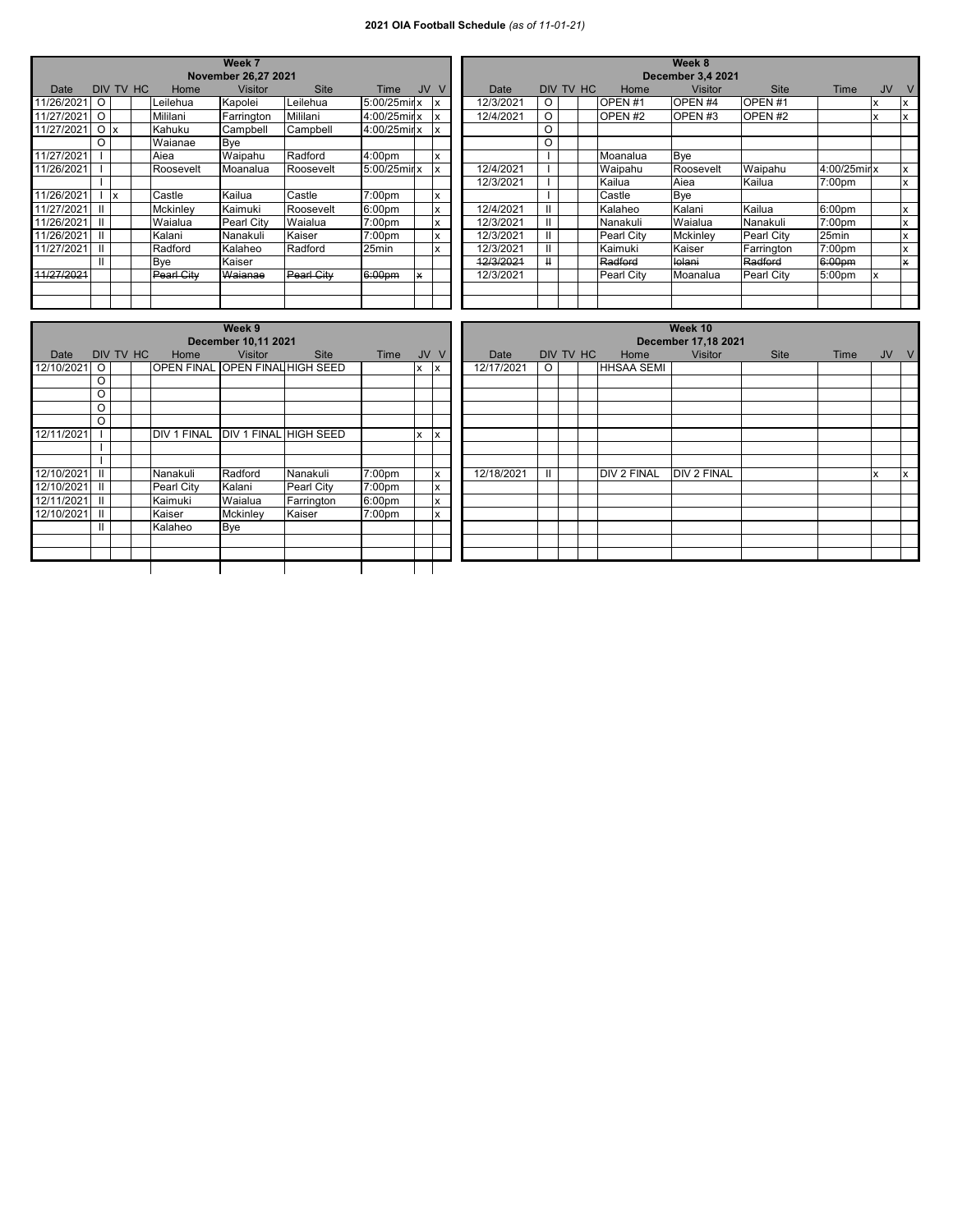**2021 OIA Football Schedule** *(as of 11-01-21)*

| Week 7 | | | | | | | | | |
|---|---|---|---|---|---|---|---|---|---|
| November 26,27 2021 | | | | | | | | | |
| Date | DIV | TV | HC | Home | Visitor | Site | Time | JV | V |
| 11/26/2021 | O | | | Leilehua | Kapolei | Leilehua | 5:00/25min | x | x |
| 11/27/2021 | O | | | Mililani | Farrington | Mililani | 4:00/25min | x | x |
| 11/27/2021 | O | x | | Kahuku | Campbell | Campbell | 4:00/25min | x | x |
| | O | | | Waianae | Bye | | | | |
| 11/27/2021 | I | | | Aiea | Waipahu | Radford | 4:00pm | | x |
| 11/26/2021 | I | | | Roosevelt | Moanalua | Roosevelt | 5:00/25min | x | x |
| | I | | | | | | | | |
| 11/26/2021 | I | x | | Castle | Kailua | Castle | 7:00pm | | x |
| 11/27/2021 | II | | | Mckinley | Kaimuki | Roosevelt | 6:00pm | | x |
| 11/26/2021 | II | | | Waialua | Pearl City | Waialua | 7:00pm | | x |
| 11/26/2021 | II | | | Kalani | Nanakuli | Kaiser | 7:00pm | | x |
| 11/27/2021 | II | | | Radford | Kalaheo | Radford | 25min | | x |
| | II | | | Bye | Kaiser | | | | |
| ~~11/27/2021~~ | | | | ~~Pearl City~~ | ~~Waianae~~ | ~~Pearl City~~ | ~~6:00pm~~ | ~~x~~ | |

| Week 8 | | | | | | | | | |
|---|---|---|---|---|---|---|---|---|---|
| December 3,4 2021 | | | | | | | | | |
| Date | DIV | TV | HC | Home | Visitor | Site | Time | JV | V |
| 12/3/2021 | O | | | OPEN #1 | OPEN #4 | OPEN #1 | | x | x |
| 12/4/2021 | O | | | OPEN #2 | OPEN #3 | OPEN #2 | | x | x |
| | O | | | | | | | | |
| | O | | | | | | | | |
| | I | | | Moanalua | Bye | | | | |
| 12/4/2021 | I | | | Waipahu | Roosevelt | Waipahu | 4:00/25min | x | x |
| 12/3/2021 | I | | | Kailua | Aiea | Kailua | 7:00pm | | x |
| | I | | | Castle | Bye | | | | |
| 12/4/2021 | II | | | Kalaheo | Kalani | Kailua | 6:00pm | | x |
| 12/3/2021 | II | | | Nanakuli | Waialua | Nanakuli | 7:00pm | | x |
| 12/3/2021 | II | | | Pearl City | Mckinley | Pearl City | 25min | | x |
| 12/3/2021 | II | | | Kaimuki | Kaiser | Farrington | 7:00pm | | x |
| ~~12/3/2021~~ | ~~II~~ | | | ~~Radford~~ | ~~Iolani~~ | ~~Radford~~ | ~~6:00pm~~ | | ~~x~~ |
| 12/3/2021 | | | | Pearl City | Moanalua | Pearl City | 5:00pm | x | |

| Week 9 | | | | | | | | | |
|---|---|---|---|---|---|---|---|---|---|
| December 10,11 2021 | | | | | | | | | |
| Date | DIV | TV | HC | Home | Visitor | Site | Time | JV | V |
| 12/10/2021 | O | | | OPEN FINAL | OPEN FINAL | HIGH SEED | | x | x |
| | O | | | | | | | | |
| | O | | | | | | | | |
| | O | | | | | | | | |
| | O | | | | | | | | |
| 12/11/2021 | I | | | DIV 1 FINAL | DIV 1 FINAL | HIGH SEED | | x | x |
| | I | | | | | | | | |
| | I | | | | | | | | |
| 12/10/2021 | II | | | Nanakuli | Radford | Nanakuli | 7:00pm | | x |
| 12/10/2021 | II | | | Pearl City | Kalani | Pearl City | 7:00pm | | x |
| 12/11/2021 | II | | | Kaimuki | Waialua | Farrington | 6:00pm | | x |
| 12/10/2021 | II | | | Kaiser | Mckinley | Kaiser | 7:00pm | | x |
| | II | | | Kalaheo | Bye | | | | |

| Week 10 | | | | | | | | | |
|---|---|---|---|---|---|---|---|---|---|
| December 17,18 2021 | | | | | | | | | |
| Date | DIV | TV | HC | Home | Visitor | Site | Time | JV | V |
| 12/17/2021 | O | | | HHSAA SEMI | | | | | |
| 12/18/2021 | II | | | DIV 2 FINAL | DIV 2 FINAL | | | x | x |